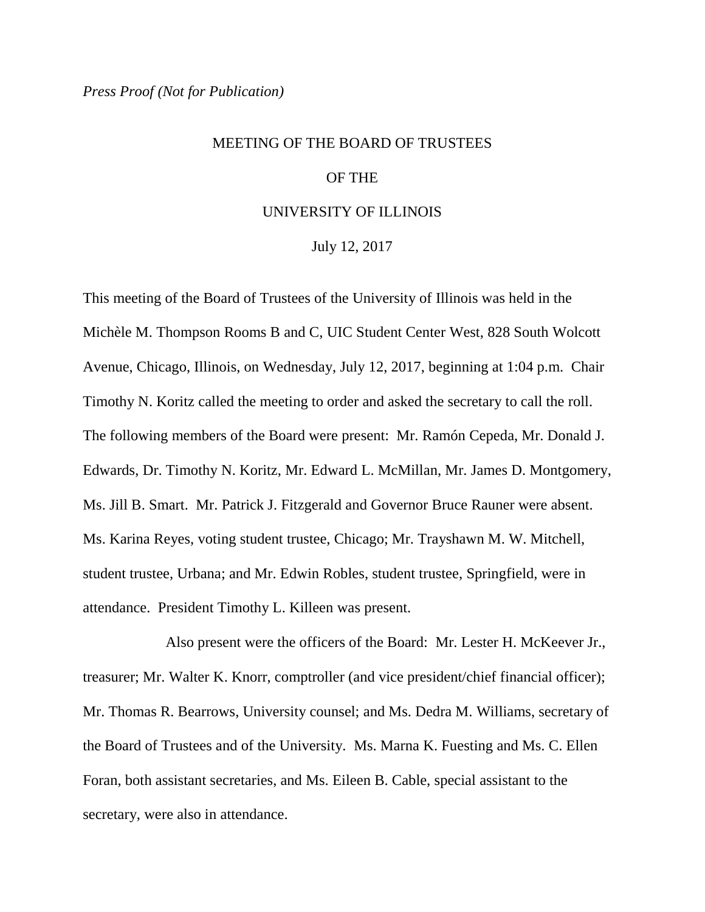*Press Proof (Not for Publication)*

# MEETING OF THE BOARD OF TRUSTEES

# OF THE

# UNIVERSITY OF ILLINOIS

July 12, 2017

This meeting of the Board of Trustees of the University of Illinois was held in the Michèle M. Thompson Rooms B and C, UIC Student Center West, 828 South Wolcott Avenue, Chicago, Illinois, on Wednesday, July 12, 2017, beginning at 1:04 p.m. Chair Timothy N. Koritz called the meeting to order and asked the secretary to call the roll. The following members of the Board were present: Mr. Ramón Cepeda, Mr. Donald J. Edwards, Dr. Timothy N. Koritz, Mr. Edward L. McMillan, Mr. James D. Montgomery, Ms. Jill B. Smart. Mr. Patrick J. Fitzgerald and Governor Bruce Rauner were absent. Ms. Karina Reyes, voting student trustee, Chicago; Mr. Trayshawn M. W. Mitchell, student trustee, Urbana; and Mr. Edwin Robles, student trustee, Springfield, were in attendance. President Timothy L. Killeen was present.

Also present were the officers of the Board: Mr. Lester H. McKeever Jr., treasurer; Mr. Walter K. Knorr, comptroller (and vice president/chief financial officer); Mr. Thomas R. Bearrows, University counsel; and Ms. Dedra M. Williams, secretary of the Board of Trustees and of the University. Ms. Marna K. Fuesting and Ms. C. Ellen Foran, both assistant secretaries, and Ms. Eileen B. Cable, special assistant to the secretary, were also in attendance.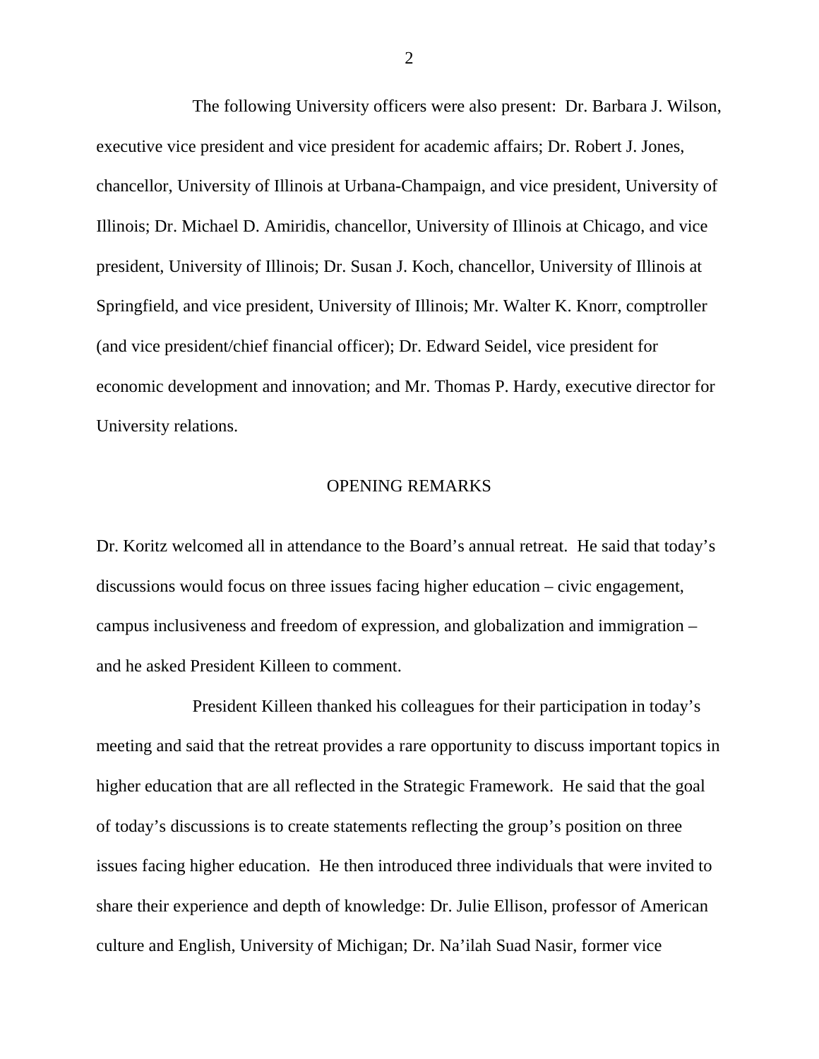The following University officers were also present: Dr. Barbara J. Wilson, executive vice president and vice president for academic affairs; Dr. Robert J. Jones, chancellor, University of Illinois at Urbana-Champaign, and vice president, University of Illinois; Dr. Michael D. Amiridis, chancellor, University of Illinois at Chicago, and vice president, University of Illinois; Dr. Susan J. Koch, chancellor, University of Illinois at Springfield, and vice president, University of Illinois; Mr. Walter K. Knorr, comptroller (and vice president/chief financial officer); Dr. Edward Seidel, vice president for economic development and innovation; and Mr. Thomas P. Hardy, executive director for University relations.

## OPENING REMARKS

Dr. Koritz welcomed all in attendance to the Board's annual retreat. He said that today's discussions would focus on three issues facing higher education – civic engagement, campus inclusiveness and freedom of expression, and globalization and immigration – and he asked President Killeen to comment.

President Killeen thanked his colleagues for their participation in today's meeting and said that the retreat provides a rare opportunity to discuss important topics in higher education that are all reflected in the Strategic Framework. He said that the goal of today's discussions is to create statements reflecting the group's position on three issues facing higher education. He then introduced three individuals that were invited to share their experience and depth of knowledge: Dr. Julie Ellison, professor of American culture and English, University of Michigan; Dr. Na'ilah Suad Nasir, former vice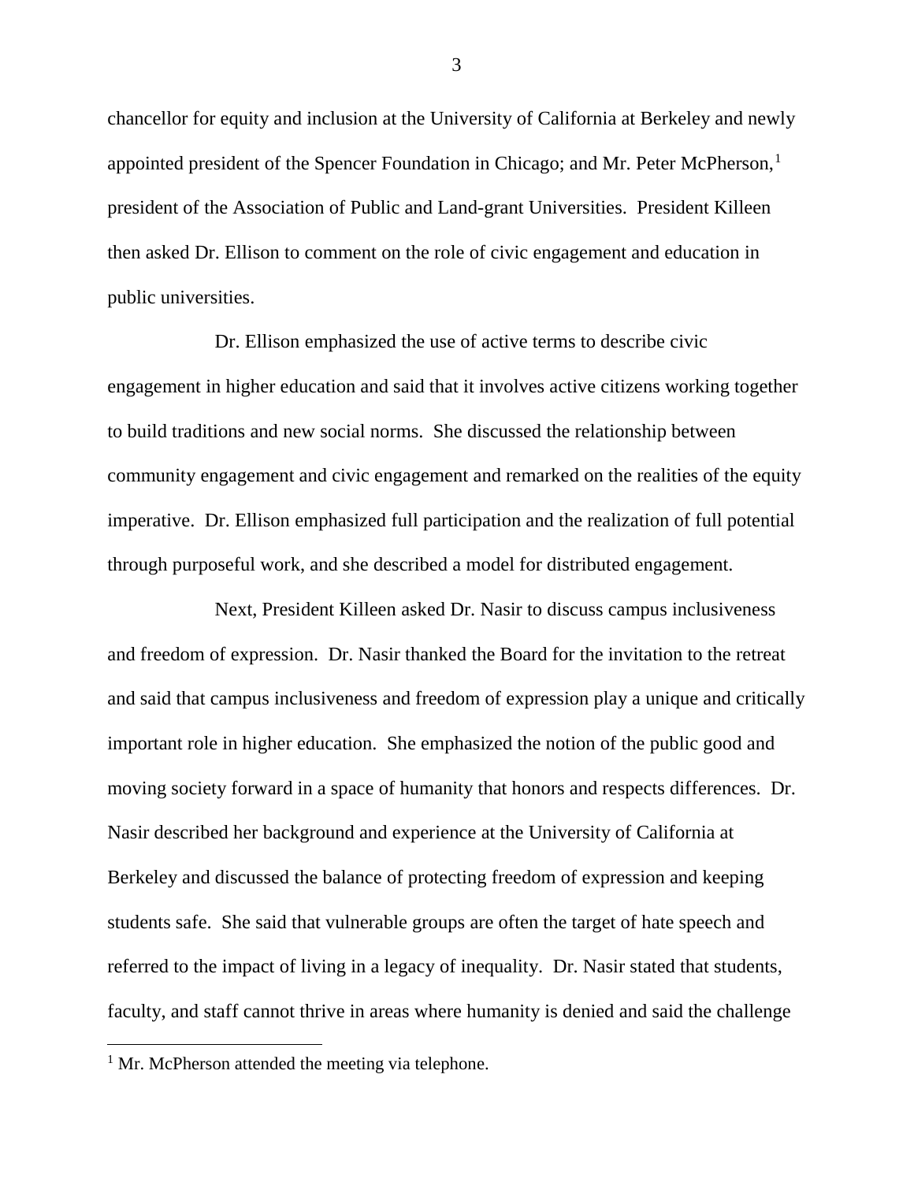chancellor for equity and inclusion at the University of California at Berkeley and newly appointed president of the Spencer Foundation in Chicago; and Mr. Peter McPherson,[1] president of the Association of Public and Land-grant Universities. President Killeen then asked Dr. Ellison to comment on the role of civic engagement and education in public universities.

Dr. Ellison emphasized the use of active terms to describe civic engagement in higher education and said that it involves active citizens working together to build traditions and new social norms. She discussed the relationship between community engagement and civic engagement and remarked on the realities of the equity imperative. Dr. Ellison emphasized full participation and the realization of full potential through purposeful work, and she described a model for distributed engagement.

Next, President Killeen asked Dr. Nasir to discuss campus inclusiveness and freedom of expression. Dr. Nasir thanked the Board for the invitation to the retreat and said that campus inclusiveness and freedom of expression play a unique and critically important role in higher education. She emphasized the notion of the public good and moving society forward in a space of humanity that honors and respects differences. Dr. Nasir described her background and experience at the University of California at Berkeley and discussed the balance of protecting freedom of expression and keeping students safe. She said that vulnerable groups are often the target of hate speech and referred to the impact of living in a legacy of inequality. Dr. Nasir stated that students, faculty, and staff cannot thrive in areas where humanity is denied and said the challenge

[1] Mr. McPherson attended the meeting via telephone.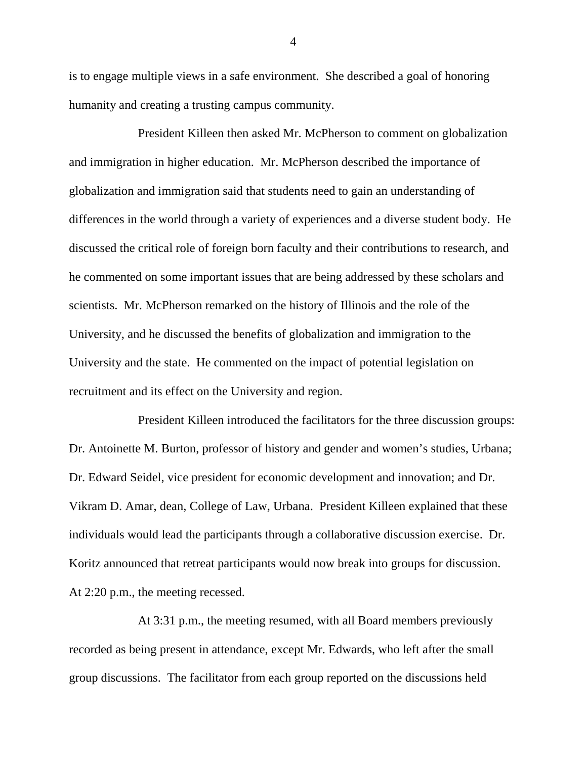is to engage multiple views in a safe environment. She described a goal of honoring humanity and creating a trusting campus community.

President Killeen then asked Mr. McPherson to comment on globalization and immigration in higher education. Mr. McPherson described the importance of globalization and immigration said that students need to gain an understanding of differences in the world through a variety of experiences and a diverse student body. He discussed the critical role of foreign born faculty and their contributions to research, and he commented on some important issues that are being addressed by these scholars and scientists. Mr. McPherson remarked on the history of Illinois and the role of the University, and he discussed the benefits of globalization and immigration to the University and the state. He commented on the impact of potential legislation on recruitment and its effect on the University and region.

President Killeen introduced the facilitators for the three discussion groups: Dr. Antoinette M. Burton, professor of history and gender and women's studies, Urbana; Dr. Edward Seidel, vice president for economic development and innovation; and Dr. Vikram D. Amar, dean, College of Law, Urbana. President Killeen explained that these individuals would lead the participants through a collaborative discussion exercise. Dr. Koritz announced that retreat participants would now break into groups for discussion. At 2:20 p.m., the meeting recessed.

At 3:31 p.m., the meeting resumed, with all Board members previously recorded as being present in attendance, except Mr. Edwards, who left after the small group discussions. The facilitator from each group reported on the discussions held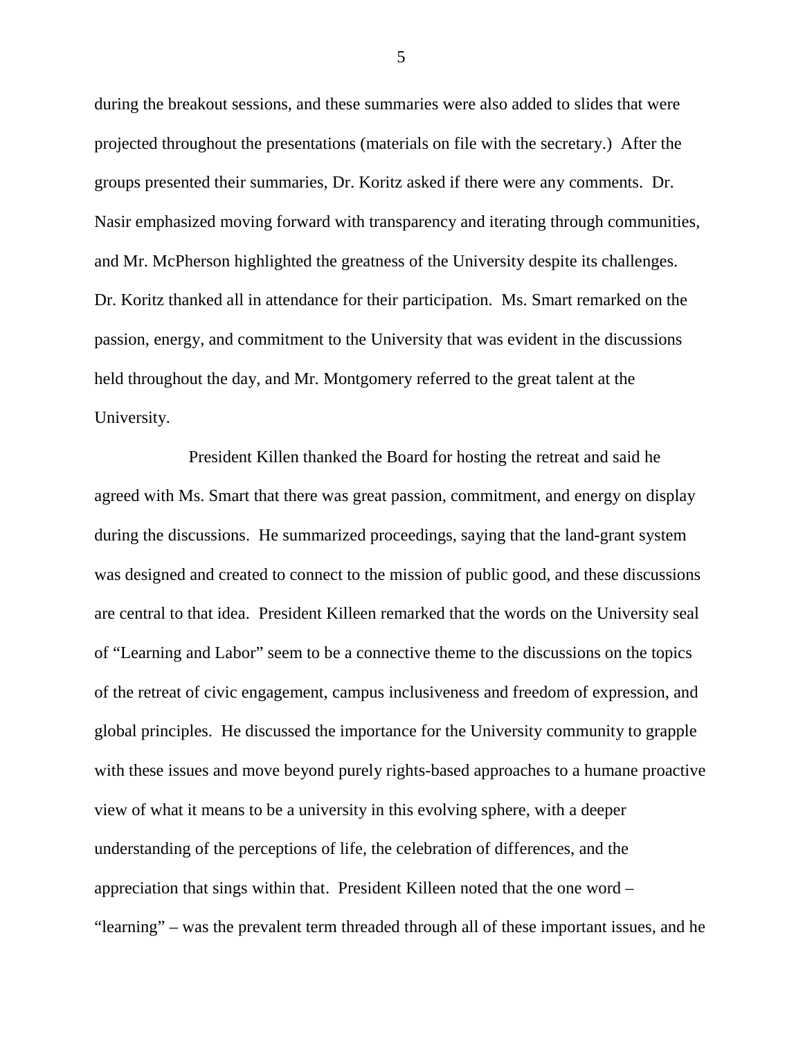during the breakout sessions, and these summaries were also added to slides that were projected throughout the presentations (materials on file with the secretary.) After the groups presented their summaries, Dr. Koritz asked if there were any comments. Dr. Nasir emphasized moving forward with transparency and iterating through communities, and Mr. McPherson highlighted the greatness of the University despite its challenges. Dr. Koritz thanked all in attendance for their participation. Ms. Smart remarked on the passion, energy, and commitment to the University that was evident in the discussions held throughout the day, and Mr. Montgomery referred to the great talent at the University.

President Killen thanked the Board for hosting the retreat and said he agreed with Ms. Smart that there was great passion, commitment, and energy on display during the discussions. He summarized proceedings, saying that the land-grant system was designed and created to connect to the mission of public good, and these discussions are central to that idea. President Killeen remarked that the words on the University seal of "Learning and Labor" seem to be a connective theme to the discussions on the topics of the retreat of civic engagement, campus inclusiveness and freedom of expression, and global principles. He discussed the importance for the University community to grapple with these issues and move beyond purely rights-based approaches to a humane proactive view of what it means to be a university in this evolving sphere, with a deeper understanding of the perceptions of life, the celebration of differences, and the appreciation that sings within that. President Killeen noted that the one word – "learning" – was the prevalent term threaded through all of these important issues, and he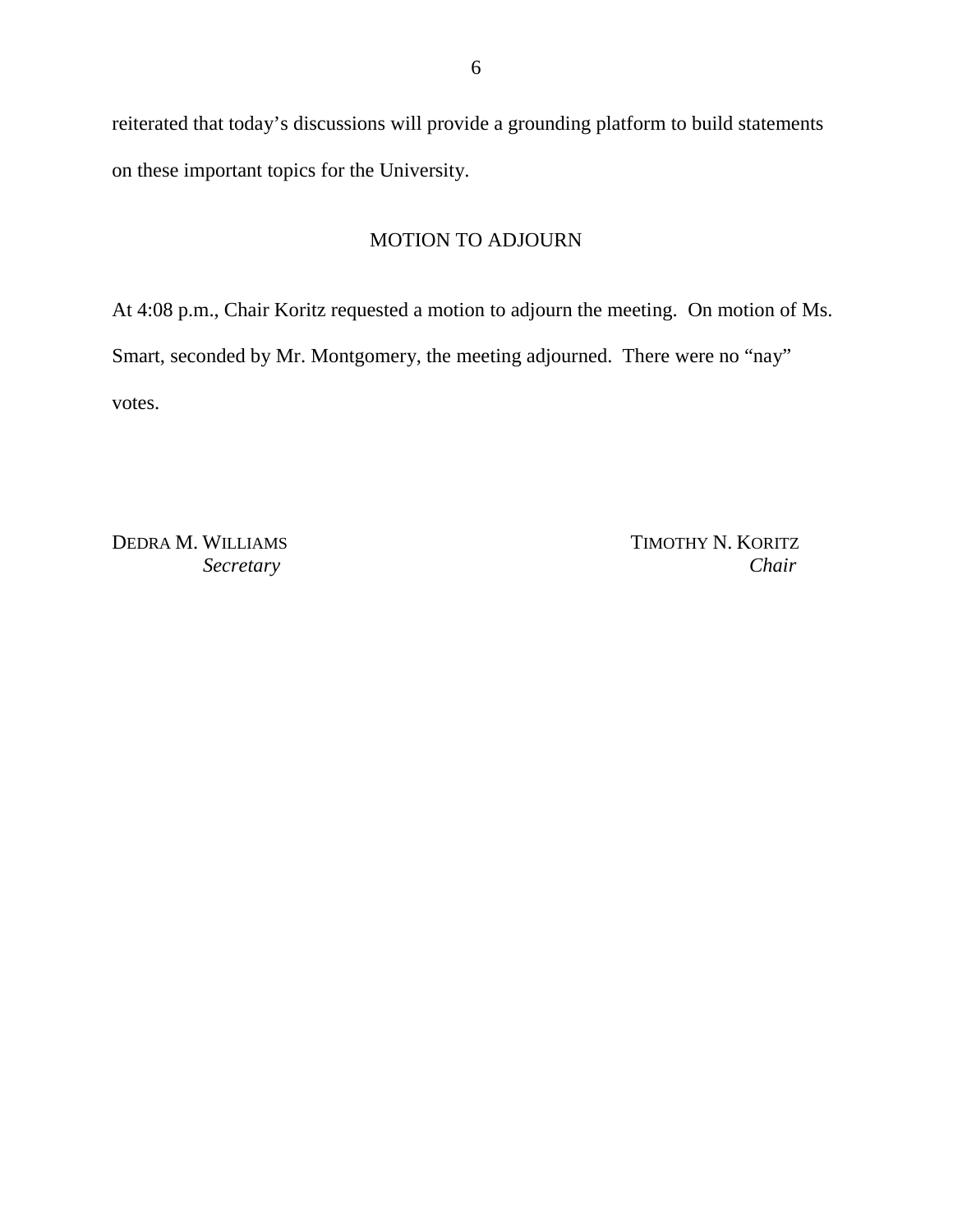reiterated that today's discussions will provide a grounding platform to build statements on these important topics for the University.

## MOTION TO ADJOURN

At 4:08 p.m., Chair Koritz requested a motion to adjourn the meeting. On motion of Ms. Smart, seconded by Mr. Montgomery, the meeting adjourned. There were no "nay" votes.

| | |
|---|---|
| DEDRA M. WILLIAMS | TIMOTHY N. KORITZ |
| *Secretary* | *Chair* |